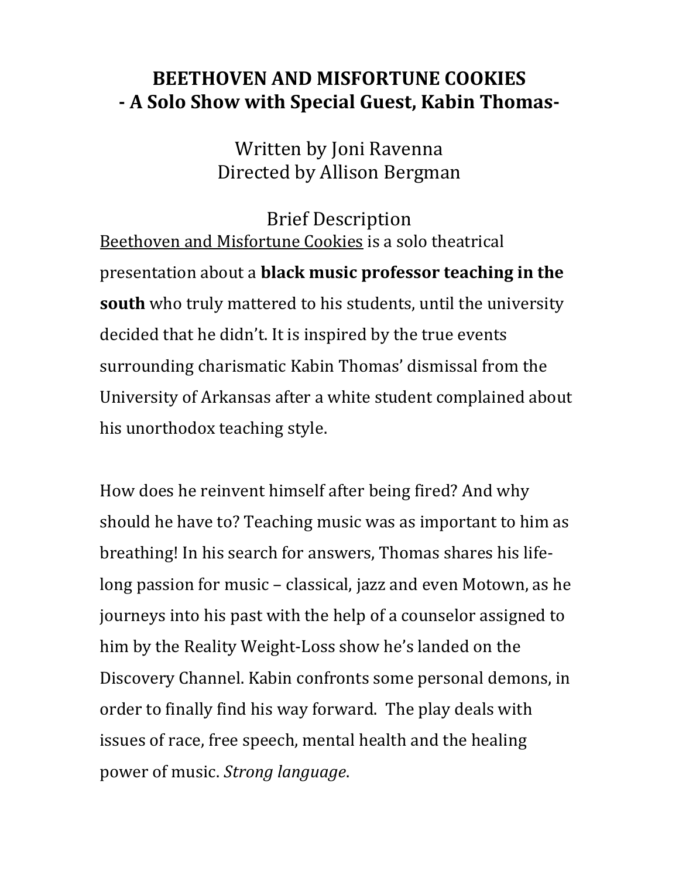# BEETHOVEN AND MISFORTUNE COOKIES
## - A Solo Show with Special Guest, Kabin Thomas-

Written by Joni Ravenna
Directed by Allison Bergman

### Brief Description

Beethoven and Misfortune Cookies is a solo theatrical presentation about a **black music professor teaching in the south** who truly mattered to his students, until the university decided that he didn't. It is inspired by the true events surrounding charismatic Kabin Thomas' dismissal from the University of Arkansas after a white student complained about his unorthodox teaching style.

How does he reinvent himself after being fired? And why should he have to? Teaching music was as important to him as breathing! In his search for answers, Thomas shares his life-long passion for music – classical, jazz and even Motown, as he journeys into his past with the help of a counselor assigned to him by the Reality Weight-Loss show he's landed on the Discovery Channel. Kabin confronts some personal demons, in order to finally find his way forward. The play deals with issues of race, free speech, mental health and the healing power of music. *Strong language*.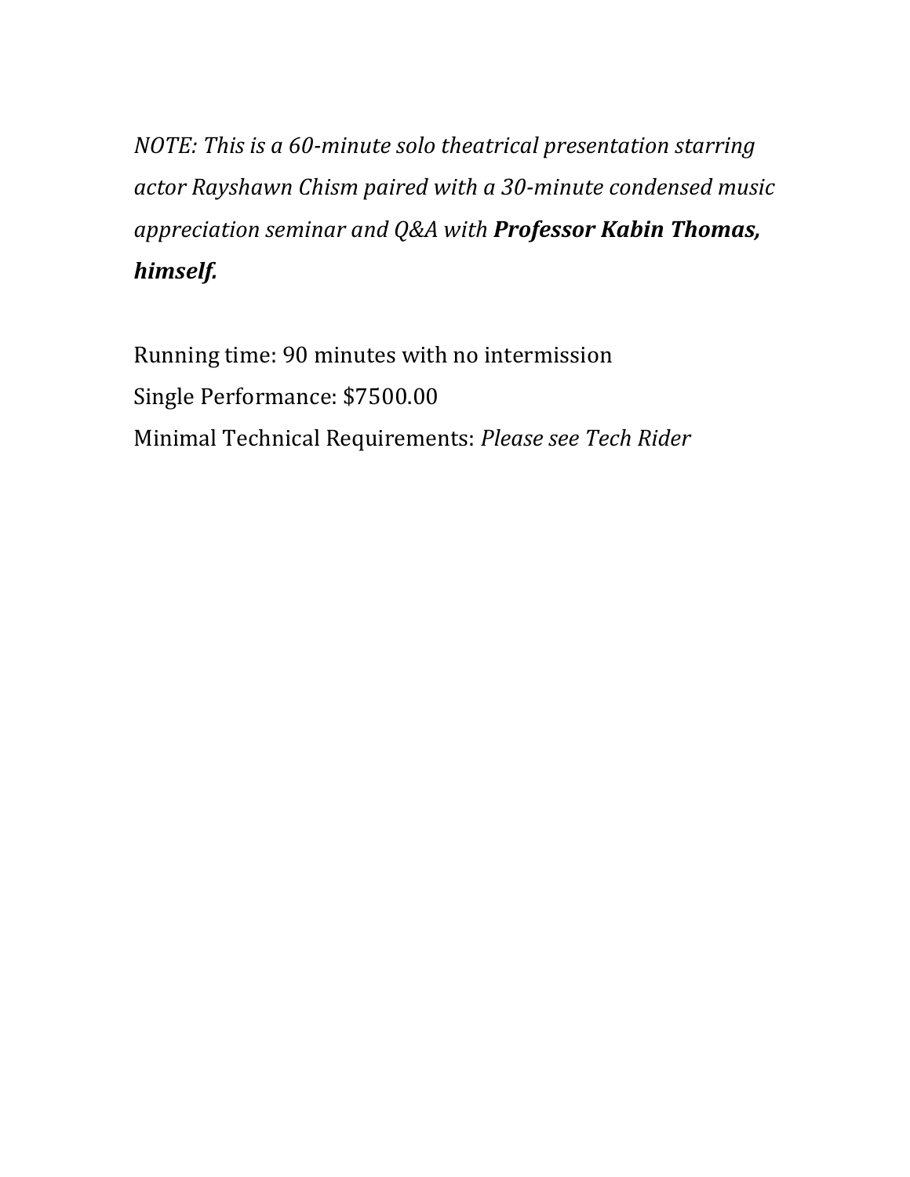*NOTE: This is a 60-minute solo theatrical presentation starring actor Rayshawn Chism paired with a 30-minute condensed music appreciation seminar and Q&A with* ***Professor Kabin Thomas, himself.***

Running time: 90 minutes with no intermission
Single Performance: $7500.00
Minimal Technical Requirements: *Please see Tech Rider*